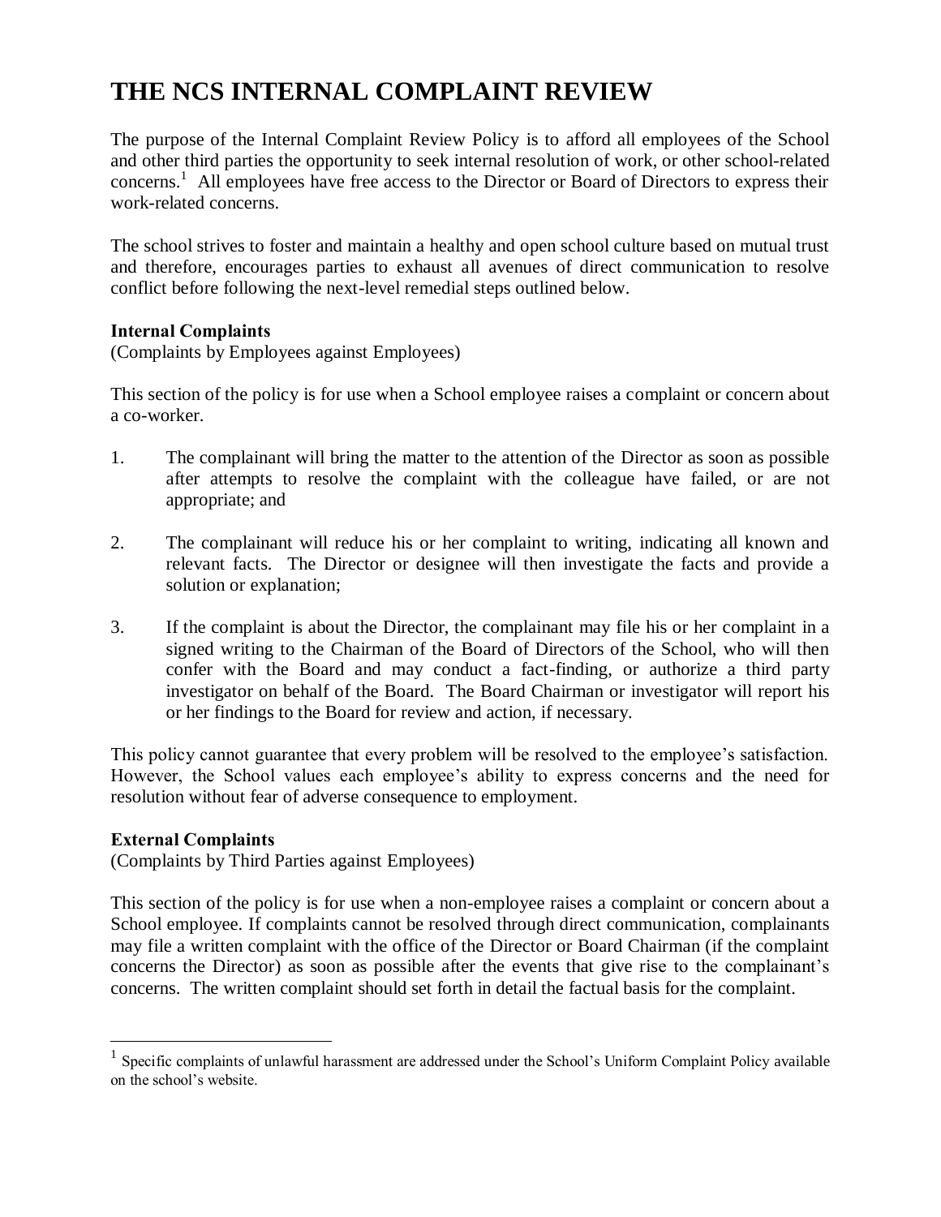# THE NCS INTERNAL COMPLAINT REVIEW

The purpose of the Internal Complaint Review Policy is to afford all employees of the School and other third parties the opportunity to seek internal resolution of work, or other school-related concerns.[1] All employees have free access to the Director or Board of Directors to express their work-related concerns.

The school strives to foster and maintain a healthy and open school culture based on mutual trust and therefore, encourages parties to exhaust all avenues of direct communication to resolve conflict before following the next-level remedial steps outlined below.

**Internal Complaints**
(Complaints by Employees against Employees)

This section of the policy is for use when a School employee raises a complaint or concern about a co-worker.

1. The complainant will bring the matter to the attention of the Director as soon as possible after attempts to resolve the complaint with the colleague have failed, or are not appropriate; and

2. The complainant will reduce his or her complaint to writing, indicating all known and relevant facts. The Director or designee will then investigate the facts and provide a solution or explanation;

3. If the complaint is about the Director, the complainant may file his or her complaint in a signed writing to the Chairman of the Board of Directors of the School, who will then confer with the Board and may conduct a fact-finding, or authorize a third party investigator on behalf of the Board. The Board Chairman or investigator will report his or her findings to the Board for review and action, if necessary.

This policy cannot guarantee that every problem will be resolved to the employee's satisfaction. However, the School values each employee's ability to express concerns and the need for resolution without fear of adverse consequence to employment.

**External Complaints**
(Complaints by Third Parties against Employees)

This section of the policy is for use when a non-employee raises a complaint or concern about a School employee. If complaints cannot be resolved through direct communication, complainants may file a written complaint with the office of the Director or Board Chairman (if the complaint concerns the Director) as soon as possible after the events that give rise to the complainant's concerns. The written complaint should set forth in detail the factual basis for the complaint.

---

[1] Specific complaints of unlawful harassment are addressed under the School's Uniform Complaint Policy available on the school's website.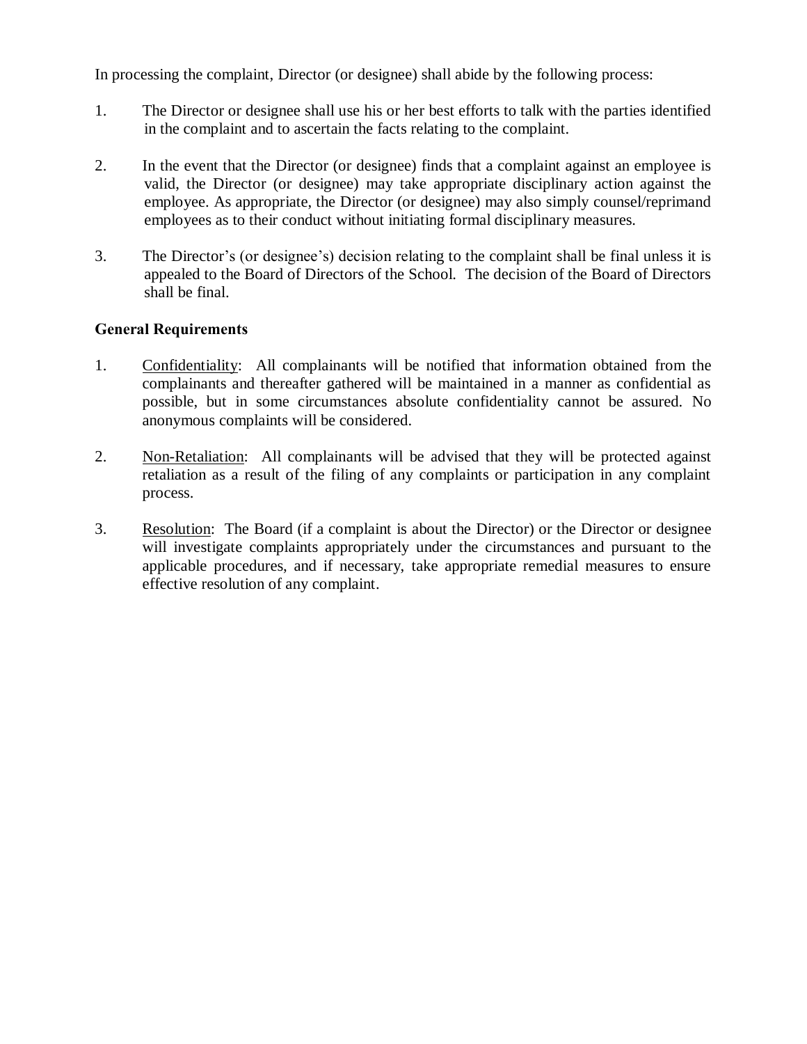In processing the complaint, Director (or designee) shall abide by the following process:

1. The Director or designee shall use his or her best efforts to talk with the parties identified in the complaint and to ascertain the facts relating to the complaint.

2. In the event that the Director (or designee) finds that a complaint against an employee is valid, the Director (or designee) may take appropriate disciplinary action against the employee. As appropriate, the Director (or designee) may also simply counsel/reprimand employees as to their conduct without initiating formal disciplinary measures.

3. The Director's (or designee's) decision relating to the complaint shall be final unless it is appealed to the Board of Directors of the School. The decision of the Board of Directors shall be final.

**General Requirements**

1. Confidentiality: All complainants will be notified that information obtained from the complainants and thereafter gathered will be maintained in a manner as confidential as possible, but in some circumstances absolute confidentiality cannot be assured. No anonymous complaints will be considered.

2. Non-Retaliation: All complainants will be advised that they will be protected against retaliation as a result of the filing of any complaints or participation in any complaint process.

3. Resolution: The Board (if a complaint is about the Director) or the Director or designee will investigate complaints appropriately under the circumstances and pursuant to the applicable procedures, and if necessary, take appropriate remedial measures to ensure effective resolution of any complaint.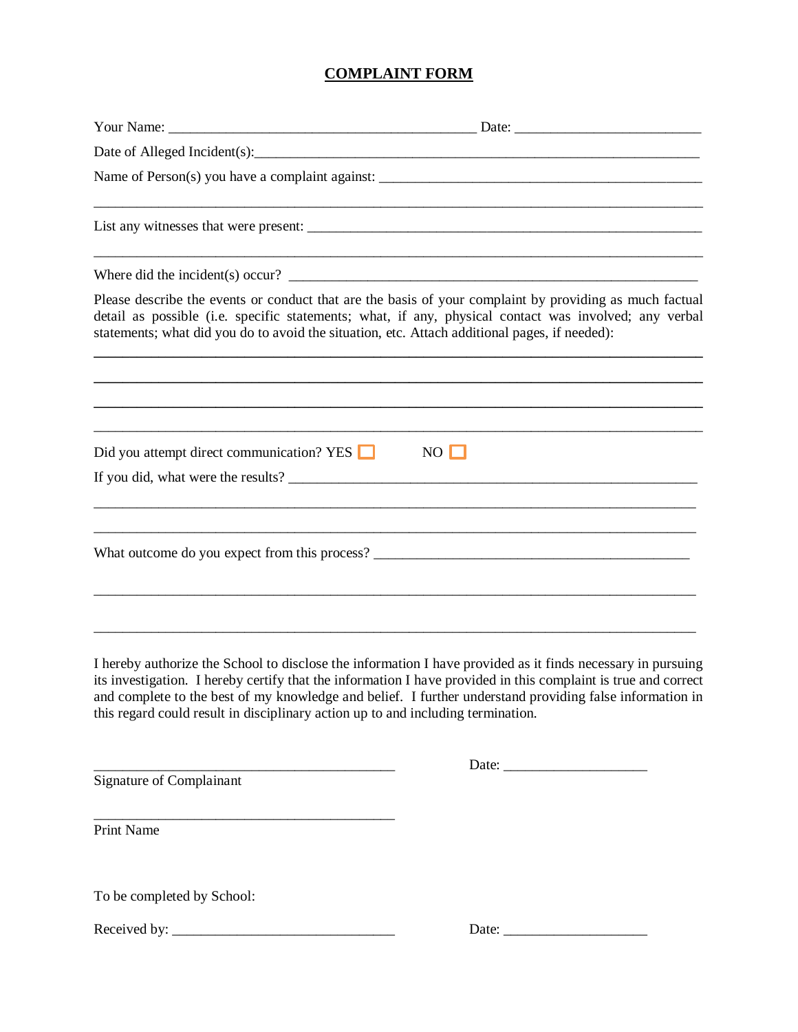# COMPLAINT FORM

Your Name: ___________________________________________ Date: __________________________

Date of Alleged Incident(s):________________________________________________________________

Name of Person(s) you have a complaint against: ____________________________________________

_____________________________________________________________________________________

List any witnesses that were present: ______________________________________________________

_____________________________________________________________________________________

Where did the incident(s) occur? _________________________________________________________

Please describe the events or conduct that are the basis of your complaint by providing as much factual detail as possible (i.e. specific statements; what, if any, physical contact was involved; any verbal statements; what did you do to avoid the situation, etc. Attach additional pages, if needed):

_____________________________________________________________________________________

_____________________________________________________________________________________

_____________________________________________________________________________________

_____________________________________________________________________________________

Did you attempt direct communication? YES ☐ NO ☐

If you did, what were the results? _________________________________________________________

_____________________________________________________________________________________

_____________________________________________________________________________________

What outcome do you expect from this process? ______________________________________________

_____________________________________________________________________________________

_____________________________________________________________________________________

I hereby authorize the School to disclose the information I have provided as it finds necessary in pursuing its investigation. I hereby certify that the information I have provided in this complaint is true and correct and complete to the best of my knowledge and belief. I further understand providing false information in this regard could result in disciplinary action up to and including termination.

__________________________________________ Date: ____________________

Signature of Complainant

__________________________________________

Print Name

To be completed by School:

Received by: ________________________________ Date: ____________________